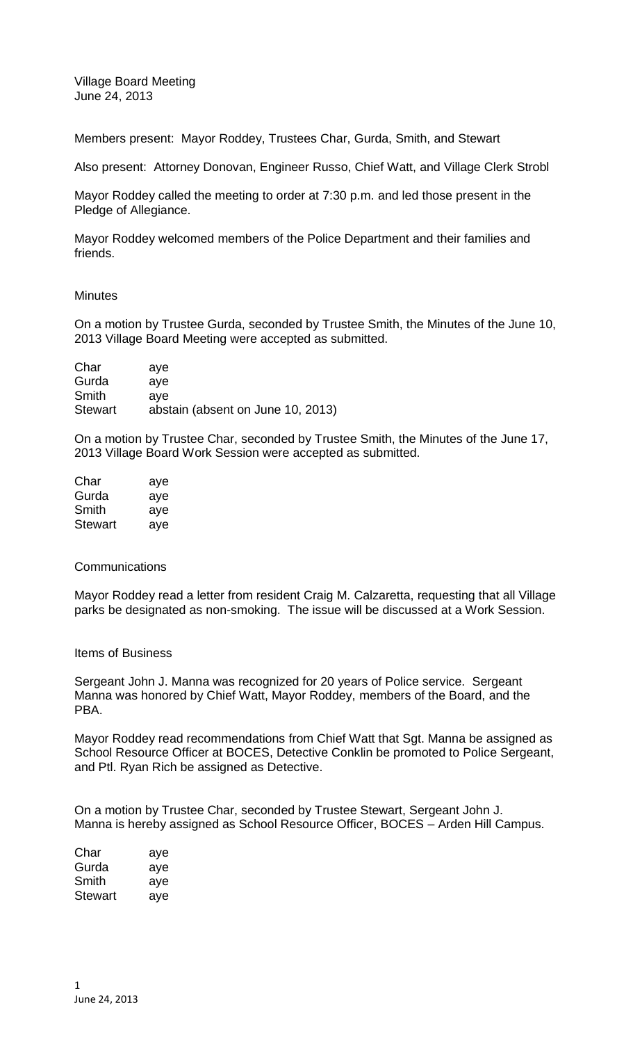Village Board Meeting
June 24, 2013

Members present: Mayor Roddey, Trustees Char, Gurda, Smith, and Stewart

Also present: Attorney Donovan, Engineer Russo, Chief Watt, and Village Clerk Strobl

Mayor Roddey called the meeting to order at 7:30 p.m. and led those present in the Pledge of Allegiance.

Mayor Roddey welcomed members of the Police Department and their families and friends.

Minutes

On a motion by Trustee Gurda, seconded by Trustee Smith, the Minutes of the June 10, 2013 Village Board Meeting were accepted as submitted.

| | |
|---|---|
| Char | aye |
| Gurda | aye |
| Smith | aye |
| Stewart | abstain (absent on June 10, 2013) |

On a motion by Trustee Char, seconded by Trustee Smith, the Minutes of the June 17, 2013 Village Board Work Session were accepted as submitted.

| | |
|---|---|
| Char | aye |
| Gurda | aye |
| Smith | aye |
| Stewart | aye |

Communications

Mayor Roddey read a letter from resident Craig M. Calzaretta, requesting that all Village parks be designated as non-smoking. The issue will be discussed at a Work Session.

Items of Business

Sergeant John J. Manna was recognized for 20 years of Police service. Sergeant Manna was honored by Chief Watt, Mayor Roddey, members of the Board, and the PBA.

Mayor Roddey read recommendations from Chief Watt that Sgt. Manna be assigned as School Resource Officer at BOCES, Detective Conklin be promoted to Police Sergeant, and Ptl. Ryan Rich be assigned as Detective.

On a motion by Trustee Char, seconded by Trustee Stewart, Sergeant John J. Manna is hereby assigned as School Resource Officer, BOCES – Arden Hill Campus.

| | |
|---|---|
| Char | aye |
| Gurda | aye |
| Smith | aye |
| Stewart | aye |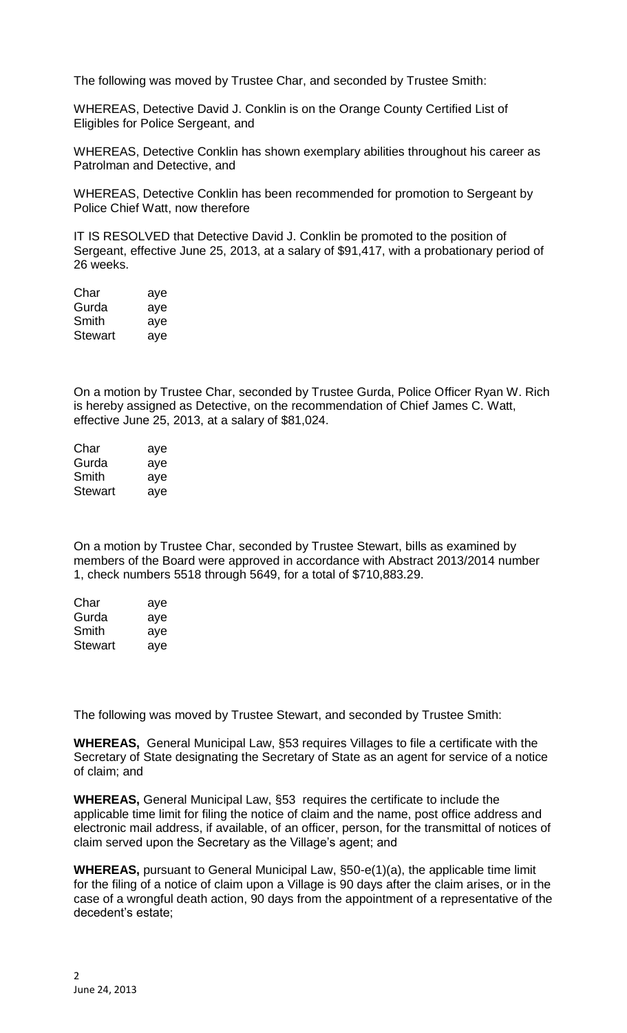The following was moved by Trustee Char, and seconded by Trustee Smith:

WHEREAS, Detective David J. Conklin is on the Orange County Certified List of Eligibles for Police Sergeant, and

WHEREAS, Detective Conklin has shown exemplary abilities throughout his career as Patrolman and Detective, and

WHEREAS, Detective Conklin has been recommended for promotion to Sergeant by Police Chief Watt, now therefore

IT IS RESOLVED that Detective David J. Conklin be promoted to the position of Sergeant, effective June 25, 2013, at a salary of $91,417, with a probationary period of 26 weeks.

| | |
|---|---|
| Char | aye |
| Gurda | aye |
| Smith | aye |
| Stewart | aye |

On a motion by Trustee Char, seconded by Trustee Gurda, Police Officer Ryan W. Rich is hereby assigned as Detective, on the recommendation of Chief James C. Watt, effective June 25, 2013, at a salary of $81,024.

| | |
|---|---|
| Char | aye |
| Gurda | aye |
| Smith | aye |
| Stewart | aye |

On a motion by Trustee Char, seconded by Trustee Stewart, bills as examined by members of the Board were approved in accordance with Abstract 2013/2014 number 1, check numbers 5518 through 5649, for a total of $710,883.29.

| | |
|---|---|
| Char | aye |
| Gurda | aye |
| Smith | aye |
| Stewart | aye |

The following was moved by Trustee Stewart, and seconded by Trustee Smith:

**WHEREAS,** General Municipal Law, §53 requires Villages to file a certificate with the Secretary of State designating the Secretary of State as an agent for service of a notice of claim; and

**WHEREAS,** General Municipal Law, §53 requires the certificate to include the applicable time limit for filing the notice of claim and the name, post office address and electronic mail address, if available, of an officer, person, for the transmittal of notices of claim served upon the Secretary as the Village's agent; and

**WHEREAS,** pursuant to General Municipal Law, §50-e(1)(a), the applicable time limit for the filing of a notice of claim upon a Village is 90 days after the claim arises, or in the case of a wrongful death action, 90 days from the appointment of a representative of the decedent's estate;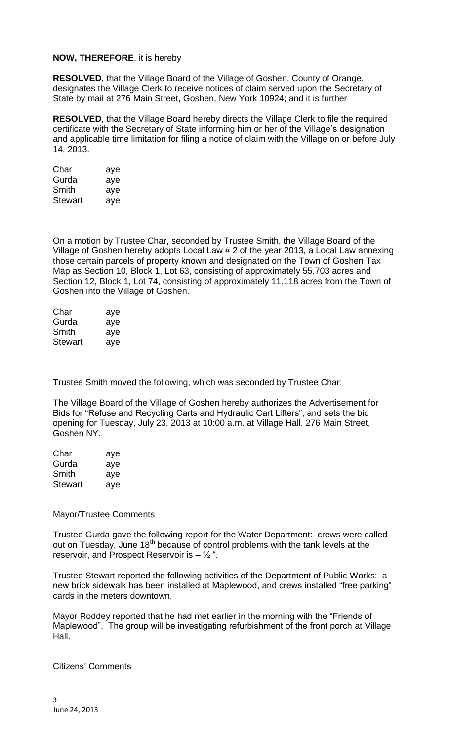**NOW, THEREFORE**, it is hereby

**RESOLVED**, that the Village Board of the Village of Goshen, County of Orange, designates the Village Clerk to receive notices of claim served upon the Secretary of State by mail at 276 Main Street, Goshen, New York 10924; and it is further

**RESOLVED**, that the Village Board hereby directs the Village Clerk to file the required certificate with the Secretary of State informing him or her of the Village's designation and applicable time limitation for filing a notice of claim with the Village on or before July 14, 2013.

| | |
|---|---|
| Char | aye |
| Gurda | aye |
| Smith | aye |
| Stewart | aye |

On a motion by Trustee Char, seconded by Trustee Smith, the Village Board of the Village of Goshen hereby adopts Local Law # 2 of the year 2013, a Local Law annexing those certain parcels of property known and designated on the Town of Goshen Tax Map as Section 10, Block 1, Lot 63, consisting of approximately 55.703 acres and Section 12, Block 1, Lot 74, consisting of approximately 11.118 acres from the Town of Goshen into the Village of Goshen.

| | |
|---|---|
| Char | aye |
| Gurda | aye |
| Smith | aye |
| Stewart | aye |

Trustee Smith moved the following, which was seconded by Trustee Char:

The Village Board of the Village of Goshen hereby authorizes the Advertisement for Bids for "Refuse and Recycling Carts and Hydraulic Cart Lifters", and sets the bid opening for Tuesday, July 23, 2013 at 10:00 a.m. at Village Hall, 276 Main Street, Goshen NY.

| | |
|---|---|
| Char | aye |
| Gurda | aye |
| Smith | aye |
| Stewart | aye |

Mayor/Trustee Comments

Trustee Gurda gave the following report for the Water Department: crews were called out on Tuesday, June 18th because of control problems with the tank levels at the reservoir, and Prospect Reservoir is – ½ ".

Trustee Stewart reported the following activities of the Department of Public Works: a new brick sidewalk has been installed at Maplewood, and crews installed "free parking" cards in the meters downtown.

Mayor Roddey reported that he had met earlier in the morning with the "Friends of Maplewood". The group will be investigating refurbishment of the front porch at Village Hall.

Citizens' Comments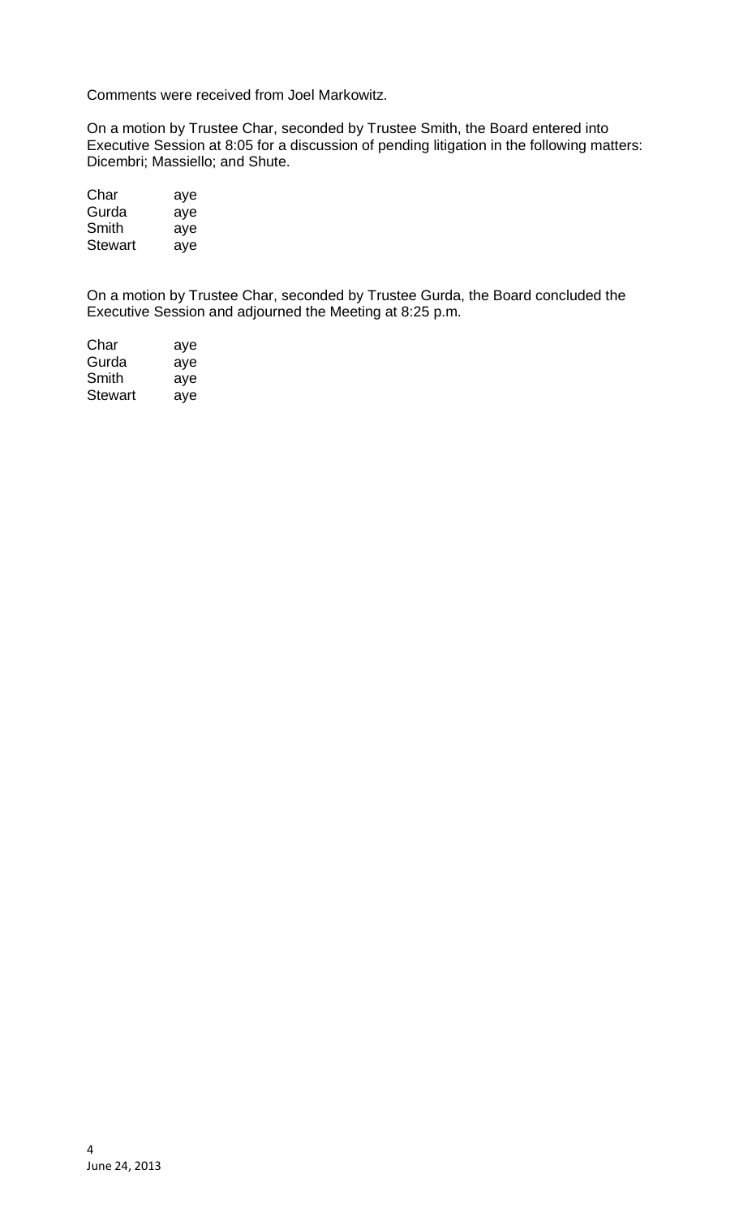Comments were received from Joel Markowitz.

On a motion by Trustee Char, seconded by Trustee Smith, the Board entered into Executive Session at 8:05 for a discussion of pending litigation in the following matters: Dicembri; Massiello; and Shute.

| | |
|---|---|
| Char | aye |
| Gurda | aye |
| Smith | aye |
| Stewart | aye |

On a motion by Trustee Char, seconded by Trustee Gurda, the Board concluded the Executive Session and adjourned the Meeting at 8:25 p.m.

| | |
|---|---|
| Char | aye |
| Gurda | aye |
| Smith | aye |
| Stewart | aye |